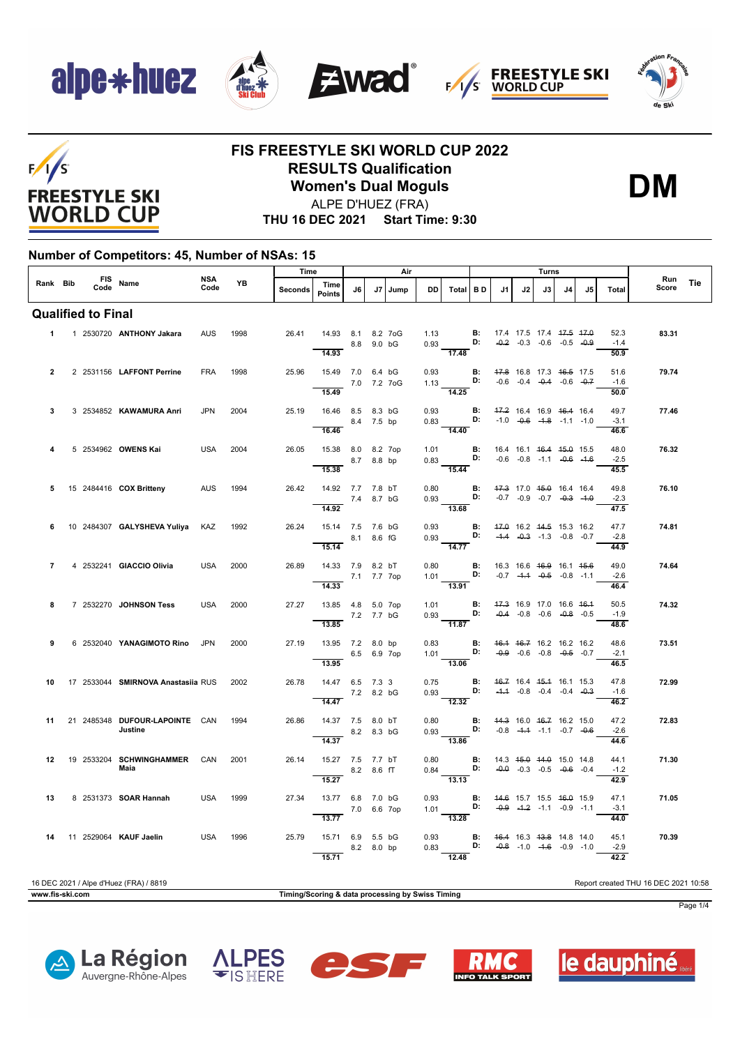# FIS FREESTYLE SKI WORLD CUP 2022

## RESULTS Qualification

## Women's Dual Moguls

**DM**

ALPE D'HUEZ (FRA)

**THU 16 DEC 2021 Start Time: 9:30**

### Number of Competitors: 45, Number of NSAs: 15

| Rank | Bib | FIS Code | Name | NSA Code | YB | Seconds | Time Points | J6 | J7 | Jump | DD | Total | BD | J1 | J2 | J3 | J4 | J5 | Total | Run Score | Tie |
|---|---|---|---|---|---|---|---|---|---|---|---|---|---|---|---|---|---|---|---|---|---|
| **Qualified to Final** | | | | | | | | | | | | | | | | | | | | | |
| 1 | 1 | 2530720 | ANTHONY Jakara | AUS | 1998 | 26.41 | 14.93 | 8.1 | 8.2 | 7oG | 1.13 | | B: | 17.4 | 17.5 | 17.4 | ~~17.5~~ | ~~17.0~~ | 52.3 | 83.31 | |
| | | | | | | | | 8.8 | 9.0 | bG | 0.93 | | D: | ~~-0.2~~ | -0.3 | -0.6 | -0.5 | ~~-0.9~~ | -1.4 | | |
| | | | | | | | 14.93 | | | | | 17.48 | | | | | | | 50.9 | | |
| 2 | 2 | 2531156 | LAFFONT Perrine | FRA | 1998 | 25.96 | 15.49 | 7.0 | 6.4 | bG | 0.93 | | B: | ~~17.8~~ | 16.8 | 17.3 | ~~16.5~~ | 17.5 | 51.6 | 79.74 | |
| | | | | | | | | 7.0 | 7.2 | 7oG | 1.13 | | D: | -0.6 | -0.4 | ~~-0.4~~ | -0.6 | ~~-0.7~~ | -1.6 | | |
| | | | | | | | 15.49 | | | | | 14.25 | | | | | | | 50.0 | | |
| 3 | 3 | 2534852 | KAWAMURA Anri | JPN | 2004 | 25.19 | 16.46 | 8.5 | 8.3 | bG | 0.93 | | B: | ~~17.2~~ | 16.4 | 16.9 | ~~16.4~~ | 16.4 | 49.7 | 77.46 | |
| | | | | | | | | 8.4 | 7.5 | bp | 0.83 | | D: | -1.0 | ~~-0.6~~ | ~~-1.8~~ | -1.1 | -1.0 | -3.1 | | |
| | | | | | | | 16.46 | | | | | 14.40 | | | | | | | 46.6 | | |
| 4 | 5 | 2534962 | OWENS Kai | USA | 2004 | 26.05 | 15.38 | 8.0 | 8.2 | 7op | 1.01 | | B: | 16.4 | 16.1 | ~~16.4~~ | ~~15.0~~ | 15.5 | 48.0 | 76.32 | |
| | | | | | | | | 8.7 | 8.8 | bp | 0.83 | | D: | -0.6 | -0.8 | -1.1 | ~~-0.6~~ | ~~-1.6~~ | -2.5 | | |
| | | | | | | | 15.38 | | | | | 15.44 | | | | | | | 45.5 | | |
| 5 | 15 | 2484416 | COX Britteny | AUS | 1994 | 26.42 | 14.92 | 7.7 | 7.8 | bT | 0.80 | | B: | ~~17.3~~ | 17.0 | ~~15.0~~ | 16.4 | 16.4 | 49.8 | 76.10 | |
| | | | | | | | | 7.4 | 8.7 | bG | 0.93 | | D: | -0.7 | -0.9 | -0.7 | ~~-0.3~~ | ~~-1.0~~ | -2.3 | | |
| | | | | | | | 14.92 | | | | | 13.68 | | | | | | | 47.5 | | |
| 6 | 10 | 2484307 | GALYSHEVA Yuliya | KAZ | 1992 | 26.24 | 15.14 | 7.5 | 7.6 | bG | 0.93 | | B: | ~~17.0~~ | 16.2 | ~~14.5~~ | 15.3 | 16.2 | 47.7 | 74.81 | |
| | | | | | | | | 8.1 | 8.6 | fG | 0.93 | | D: | ~~-1.4~~ | ~~-0.3~~ | -1.3 | -0.8 | -0.7 | -2.8 | | |
| | | | | | | | 15.14 | | | | | 14.77 | | | | | | | 44.9 | | |
| 7 | 4 | 2532241 | GIACCIO Olivia | USA | 2000 | 26.89 | 14.33 | 7.9 | 8.2 | bT | 0.80 | | B: | 16.3 | 16.6 | ~~16.9~~ | 16.1 | ~~15.6~~ | 49.0 | 74.64 | |
| | | | | | | | | 7.1 | 7.7 | 7op | 1.01 | | D: | -0.7 | ~~-1.1~~ | ~~-0.5~~ | -0.8 | -1.1 | -2.6 | | |
| | | | | | | | 14.33 | | | | | 13.91 | | | | | | | 46.4 | | |
| 8 | 7 | 2532270 | JOHNSON Tess | USA | 2000 | 27.27 | 13.85 | 4.8 | 5.0 | 7op | 1.01 | | B: | ~~17.3~~ | 16.9 | 17.0 | 16.6 | ~~16.1~~ | 50.5 | 74.32 | |
| | | | | | | | | 7.2 | 7.7 | bG | 0.93 | | D: | ~~-0.4~~ | -0.8 | -0.6 | ~~-0.8~~ | -0.5 | -1.9 | | |
| | | | | | | | 13.85 | | | | | 11.87 | | | | | | | 48.6 | | |
| 9 | 6 | 2532040 | YANAGIMOTO Rino | JPN | 2000 | 27.19 | 13.95 | 7.2 | 8.0 | bp | 0.83 | | B: | ~~16.1~~ | ~~16.7~~ | 16.2 | 16.2 | 16.2 | 48.6 | 73.51 | |
| | | | | | | | | 6.5 | 6.9 | 7op | 1.01 | | D: | ~~-0.9~~ | -0.6 | -0.8 | ~~-0.5~~ | -0.7 | -2.1 | | |
| | | | | | | | 13.95 | | | | | 13.06 | | | | | | | 46.5 | | |
| 10 | 17 | 2533044 | SMIRNOVA Anastasiia | RUS | 2002 | 26.78 | 14.47 | 6.5 | 7.3 | 3 | 0.75 | | B: | ~~16.7~~ | 16.4 | ~~15.1~~ | 16.1 | 15.3 | 47.8 | 72.99 | |
| | | | | | | | | 7.2 | 8.2 | bG | 0.93 | | D: | ~~-1.1~~ | -0.8 | -0.4 | -0.4 | ~~-0.3~~ | -1.6 | | |
| | | | | | | | 14.47 | | | | | 12.32 | | | | | | | 46.2 | | |
| 11 | 21 | 2485348 | DUFOUR-LAPOINTE Justine | CAN | 1994 | 26.86 | 14.37 | 7.5 | 8.0 | bT | 0.80 | | B: | ~~14.3~~ | 16.0 | ~~16.7~~ | 16.2 | 15.0 | 47.2 | 72.83 | |
| | | | | | | | | 8.2 | 8.3 | bG | 0.93 | | D: | -0.8 | ~~-1.1~~ | -1.1 | -0.7 | ~~-0.6~~ | -2.6 | | |
| | | | | | | | 14.37 | | | | | 13.86 | | | | | | | 44.6 | | |
| 12 | 19 | 2533204 | SCHWINGHAMMER Maia | CAN | 2001 | 26.14 | 15.27 | 7.5 | 7.7 | bT | 0.80 | | B: | 14.3 | ~~15.0~~ | ~~14.0~~ | 15.0 | 14.8 | 44.1 | 71.30 | |
| | | | | | | | | 8.2 | 8.6 | fT | 0.84 | | D: | ~~-0.0~~ | -0.3 | -0.5 | ~~-0.6~~ | -0.4 | -1.2 | | |
| | | | | | | | 15.27 | | | | | 13.13 | | | | | | | 42.9 | | |
| 13 | 8 | 2531373 | SOAR Hannah | USA | 1999 | 27.34 | 13.77 | 6.8 | 7.0 | bG | 0.93 | | B: | ~~14.6~~ | 15.7 | 15.5 | ~~16.0~~ | 15.9 | 47.1 | 71.05 | |
| | | | | | | | | 7.0 | 6.6 | 7op | 1.01 | | D: | ~~-0.9~~ | ~~-1.2~~ | -1.1 | -0.9 | -1.1 | -3.1 | | |
| | | | | | | | 13.77 | | | | | 13.28 | | | | | | | 44.0 | | |
| 14 | 11 | 2529064 | KAUF Jaelin | USA | 1996 | 25.79 | 15.71 | 6.9 | 5.5 | bG | 0.93 | | B: | ~~16.4~~ | 16.3 | ~~13.8~~ | 14.8 | 14.0 | 45.1 | 70.39 | |
| | | | | | | | | 8.2 | 8.0 | bp | 0.83 | | D: | ~~-0.8~~ | -1.0 | ~~-1.6~~ | -0.9 | -1.0 | -2.9 | | |
| | | | | | | | 15.71 | | | | | 12.48 | | | | | | | 42.2 | | |

16 DEC 2021 / Alpe d'Huez (FRA) / 8819

Report created THU 16 DEC 2021 10:58

www.fis-ski.com

Timing/Scoring & data processing by Swiss Timing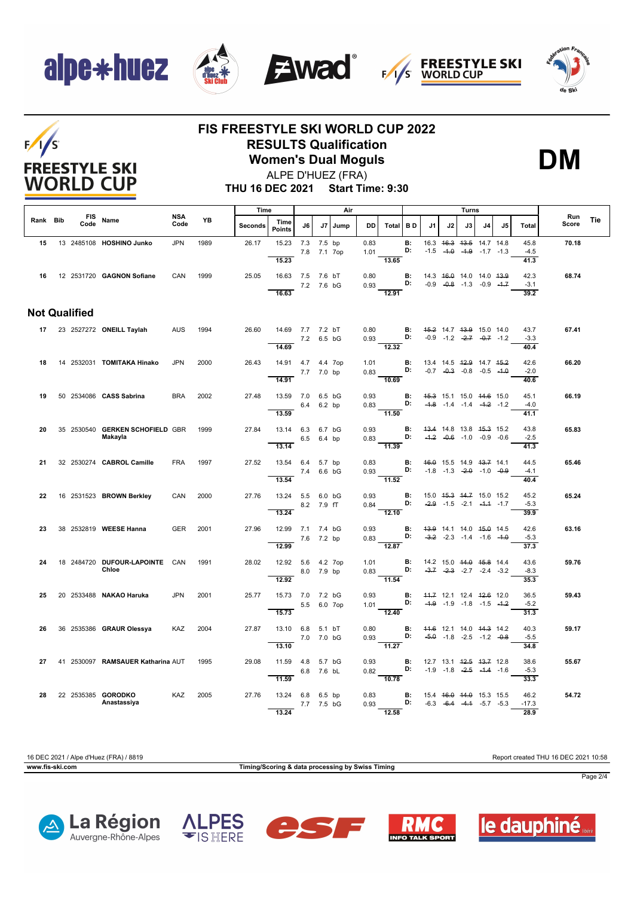# FIS FREESTYLE SKI WORLD CUP 2022

## RESULTS Qualification

## Women's Dual Moguls

**DM**

ALPE D'HUEZ (FRA)

**THU 16 DEC 2021 Start Time: 9:30**

| Rank | Bib | FIS Code | Name | NSA Code | YB | Time Seconds | Time Points | Air J6 | Air J7 | Air Jump | Air DD | Air Total | B D | Turns J1 | Turns J2 | Turns J3 | Turns J4 | Turns J5 | Turns Total | Run Score | Tie |
|---|---|---|---|---|---|---|---|---|---|---|---|---|---|---|---|---|---|---|---|---|---|
| 15 | 13 | 2485108 | **HOSHINO Junko** | JPN | 1989 | 26.17 | 15.23 | 7.3 | 7.5 | bp | 0.83 | | B: | 16.3 | ~~16.3~~ | ~~13.5~~ | 14.7 | 14.8 | 45.8 | **70.18** | |
| | | | | | | | | 7.8 | 7.1 | 7op | 1.01 | | D: | -1.5 | ~~-1.0~~ | ~~-1.9~~ | -1.7 | -1.3 | -4.5 | | |
| | | | | | | | 15.23 | | | | | 13.65 | | | | | | | 41.3 | | |
| 16 | 12 | 2531720 | **GAGNON Sofiane** | CAN | 1999 | 25.05 | 16.63 | 7.5 | 7.6 | bT | 0.80 | | B: | 14.3 | ~~16.0~~ | 14.0 | 14.0 | ~~13.9~~ | 42.3 | **68.74** | |
| | | | | | | | | 7.2 | 7.6 | bG | 0.93 | | D: | -0.9 | ~~-0.8~~ | -1.3 | -0.9 | ~~-1.7~~ | -3.1 | | |
| | | | | | | | 16.63 | | | | | 12.91 | | | | | | | 39.2 | | |

## Not Qualified

| Rank | Bib | FIS Code | Name | NSA Code | YB | Time Seconds | Time Points | Air J6 | Air J7 | Air Jump | Air DD | Air Total | B D | Turns J1 | Turns J2 | Turns J3 | Turns J4 | Turns J5 | Turns Total | Run Score | Tie |
|---|---|---|---|---|---|---|---|---|---|---|---|---|---|---|---|---|---|---|---|---|---|
| 17 | 23 | 2527272 | **ONEILL Taylah** | AUS | 1994 | 26.60 | 14.69 | 7.7 | 7.2 | bT | 0.80 | | B: | ~~15.2~~ | 14.7 | ~~13.9~~ | 15.0 | 14.0 | 43.7 | **67.41** | |
| | | | | | | | | 7.2 | 6.5 | bG | 0.93 | | D: | -0.9 | -1.2 | ~~-2.7~~ | ~~-0.7~~ | -1.2 | -3.3 | | |
| | | | | | | | 14.69 | | | | | 12.32 | | | | | | | 40.4 | | |
| 18 | 14 | 2532031 | **TOMITAKA Hinako** | JPN | 2000 | 26.43 | 14.91 | 4.7 | 4.4 | 7op | 1.01 | | B: | 13.4 | 14.5 | ~~12.9~~ | 14.7 | ~~15.2~~ | 42.6 | **66.20** | |
| | | | | | | | | 7.7 | 7.0 | bp | 0.83 | | D: | -0.7 | ~~-0.3~~ | -0.8 | -0.5 | ~~-1.0~~ | -2.0 | | |
| | | | | | | | 14.91 | | | | | 10.69 | | | | | | | 40.6 | | |
| 19 | 50 | 2534086 | **CASS Sabrina** | BRA | 2002 | 27.48 | 13.59 | 7.0 | 6.5 | bG | 0.93 | | B: | ~~15.3~~ | 15.1 | 15.0 | ~~14.6~~ | 15.0 | 45.1 | **66.19** | |
| | | | | | | | | 6.4 | 6.2 | bp | 0.83 | | D: | ~~-1.8~~ | -1.4 | -1.4 | ~~-1.2~~ | -1.2 | -4.0 | | |
| | | | | | | | 13.59 | | | | | 11.50 | | | | | | | 41.1 | | |
| 20 | 35 | 2530540 | **GERKEN SCHOFIELD Makayla** | GBR | 1999 | 27.84 | 13.14 | 6.3 | 6.7 | bG | 0.93 | | B: | ~~13.4~~ | 14.8 | 13.8 | ~~15.3~~ | 15.2 | 43.8 | **65.83** | |
| | | | | | | | | 6.5 | 6.4 | bp | 0.83 | | D: | ~~-1.2~~ | ~~-0.6~~ | -1.0 | -0.9 | -0.6 | -2.5 | | |
| | | | | | | | 13.14 | | | | | 11.39 | | | | | | | 41.3 | | |
| 21 | 32 | 2530274 | **CABROL Camille** | FRA | 1997 | 27.52 | 13.54 | 6.4 | 5.7 | bp | 0.83 | | B: | ~~16.0~~ | 15.5 | 14.9 | ~~13.7~~ | 14.1 | 44.5 | **65.46** | |
| | | | | | | | | 7.4 | 6.6 | bG | 0.93 | | D: | -1.8 | -1.3 | ~~-2.0~~ | -1.0 | ~~-0.9~~ | -4.1 | | |
| | | | | | | | 13.54 | | | | | 11.52 | | | | | | | 40.4 | | |
| 22 | 16 | 2531523 | **BROWN Berkley** | CAN | 2000 | 27.76 | 13.24 | 5.5 | 6.0 | bG | 0.93 | | B: | 15.0 | ~~15.3~~ | ~~14.7~~ | 15.0 | 15.2 | 45.2 | **65.24** | |
| | | | | | | | | 8.2 | 7.9 | fT | 0.84 | | D: | ~~-2.9~~ | -1.5 | -2.1 | ~~-1.1~~ | -1.7 | -5.3 | | |
| | | | | | | | 13.24 | | | | | 12.10 | | | | | | | 39.9 | | |
| 23 | 38 | 2532819 | **WEESE Hanna** | GER | 2001 | 27.96 | 12.99 | 7.1 | 7.4 | bG | 0.93 | | B: | ~~13.9~~ | 14.1 | 14.0 | ~~15.0~~ | 14.5 | 42.6 | **63.16** | |
| | | | | | | | | 7.6 | 7.2 | bp | 0.83 | | D: | ~~-3.2~~ | -2.3 | -1.4 | -1.6 | ~~-1.0~~ | -5.3 | | |
| | | | | | | | 12.99 | | | | | 12.87 | | | | | | | 37.3 | | |
| 24 | 18 | 2484720 | **DUFOUR-LAPOINTE Chloe** | CAN | 1991 | 28.02 | 12.92 | 5.6 | 4.2 | 7op | 1.01 | | B: | 14.2 | 15.0 | ~~14.0~~ | ~~15.8~~ | 14.4 | 43.6 | **59.76** | |
| | | | | | | | | 8.0 | 7.9 | bp | 0.83 | | D: | ~~-3.7~~ | ~~-2.3~~ | -2.7 | -2.4 | -3.2 | -8.3 | | |
| | | | | | | | 12.92 | | | | | 11.54 | | | | | | | 35.3 | | |
| 25 | 20 | 2533488 | **NAKAO Haruka** | JPN | 2001 | 25.77 | 15.73 | 7.0 | 7.2 | bG | 0.93 | | B: | ~~11.7~~ | 12.1 | 12.4 | ~~12.6~~ | 12.0 | 36.5 | **59.43** | |
| | | | | | | | | 5.5 | 6.0 | 7op | 1.01 | | D: | ~~-1.9~~ | -1.9 | -1.8 | -1.5 | ~~-1.2~~ | -5.2 | | |
| | | | | | | | 15.73 | | | | | 12.40 | | | | | | | 31.3 | | |
| 26 | 36 | 2535386 | **GRAUR Olessya** | KAZ | 2004 | 27.87 | 13.10 | 6.8 | 5.1 | bT | 0.80 | | B: | ~~11.6~~ | 12.1 | 14.0 | ~~14.3~~ | 14.2 | 40.3 | **59.17** | |
| | | | | | | | | 7.0 | 7.0 | bG | 0.93 | | D: | ~~-5.0~~ | -1.8 | -2.5 | -1.2 | ~~-0.8~~ | -5.5 | | |
| | | | | | | | 13.10 | | | | | 11.27 | | | | | | | 34.8 | | |
| 27 | 41 | 2530097 | **RAMSAUER Katharina** | AUT | 1995 | 29.08 | 11.59 | 4.8 | 5.7 | bG | 0.93 | | B: | 12.7 | 13.1 | ~~12.5~~ | ~~13.7~~ | 12.8 | 38.6 | **55.67** | |
| | | | | | | | | 6.8 | 7.6 | bL | 0.82 | | D: | -1.9 | -1.8 | ~~-2.5~~ | ~~-1.4~~ | -1.6 | -5.3 | | |
| | | | | | | | 11.59 | | | | | 10.78 | | | | | | | 33.3 | | |
| 28 | 22 | 2535385 | **GORODKO Anastassiya** | KAZ | 2005 | 27.76 | 13.24 | 6.8 | 6.5 | bp | 0.83 | | B: | 15.4 | ~~16.0~~ | ~~14.0~~ | 15.3 | 15.5 | 46.2 | **54.72** | |
| | | | | | | | | 7.7 | 7.5 | bG | 0.93 | | D: | -6.3 | ~~-6.4~~ | ~~-4.1~~ | -5.7 | -5.3 | -17.3 | | |
| | | | | | | | 13.24 | | | | | 12.58 | | | | | | | 28.9 | | |

16 DEC 2021 / Alpe d'Huez (FRA) / 8819 — Report created THU 16 DEC 2021 10:58

www.fis-ski.com — Timing/Scoring & data processing by Swiss Timing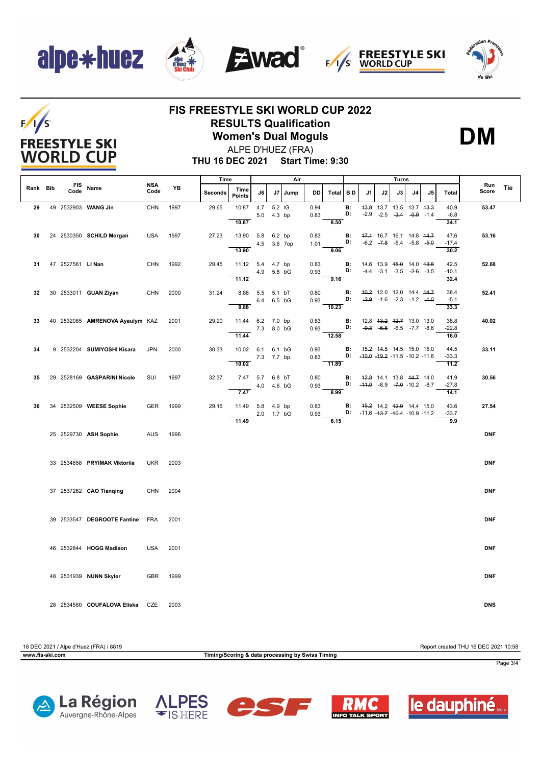# FIS FREESTYLE SKI WORLD CUP 2022

## RESULTS Qualification

## Women's Dual Moguls

**DM**

ALPE D'HUEZ (FRA)

**THU 16 DEC 2021 Start Time: 9:30**

| Rank | Bib | FIS Code | Name | NSA Code | YB | Time Seconds | Time Points | Air J6 | Air J7 | Jump | DD | Air Total | B D | Turns J1 | Turns J2 | Turns J3 | Turns J4 | Turns J5 | Turns Total | Run Score | Tie |
|---|---|---|---|---|---|---|---|---|---|---|---|---|---|---|---|---|---|---|---|---|---|
| 29 | 49 | 2532903 | WANG Jin | CHN | 1997 | 29.65 | 10.87 | 4.7 / 5.0 | 5.2 / 4.3 | IG / bp | 0.94 / 0.83 | 8.50 | B: / D: | ~~13.9~~ / -2.9 | 13.7 / -2.5 | 13.5 / ~~-3.4~~ | 13.7 / ~~-0.9~~ | ~~13.3~~ / -1.4 | 40.9 / -6.8 / 34.1 | 53.47 | |
| | | | | | | | 10.87 | | | | | | | | | | | | | | |
| 30 | 24 | 2530350 | SCHILD Morgan | USA | 1997 | 27.23 | 13.90 | 5.8 / 4.5 | 6.2 / 3.6 | bp / 7op | 0.83 / 1.01 | 9.06 | B: / D: | ~~17.1~~ / -6.2 | 16.7 / ~~-7.8~~ | 16.1 / -5.4 | 14.8 / -5.8 | ~~14.7~~ / ~~-5.0~~ | 47.6 / -17.4 / 30.2 | 53.16 | |
| | | | | | | | 13.90 | | | | | | | | | | | | | | |
| 31 | 47 | 2527561 | LI Nan | CHN | 1992 | 29.45 | 11.12 | 5.4 / 4.9 | 4.7 / 5.8 | bp / bG | 0.83 / 0.93 | 9.16 | B: / D: | 14.6 / ~~-4.4~~ | 13.9 / -3.1 | ~~15.0~~ / -3.5 | 14.0 / ~~-2.6~~ | ~~13.8~~ / -3.5 | 42.5 / -10.1 / 32.4 | 52.68 | |
| | | | | | | | 11.12 | | | | | | | | | | | | | | |
| 32 | 30 | 2533011 | GUAN Ziyan | CHN | 2000 | 31.24 | 8.88 | 5.5 / 6.4 | 5.1 / 6.5 | bT / bG | 0.80 / 0.93 | 10.23 | B: / D: | ~~10.2~~ / ~~-2.9~~ | 12.0 / -1.6 | 12.0 / -2.3 | 14.4 / -1.2 | ~~14.7~~ / ~~-1.0~~ | 38.4 / -5.1 / 33.3 | 52.41 | |
| | | | | | | | 8.88 | | | | | | | | | | | | | | |
| 33 | 40 | 2532085 | AMRENOVA Ayaulym | KAZ | 2001 | 29.20 | 11.44 | 6.2 / 7.3 | 7.0 / 8.0 | bp / bG | 0.83 / 0.93 | 12.58 | B: / D: | 12.8 / ~~-9.3~~ | ~~13.2~~ / ~~-5.8~~ | ~~12.7~~ / -6.5 | 13.0 / -7.7 | 13.0 / -8.6 | 38.8 / -22.8 / 16.0 | 40.02 | |
| | | | | | | | 11.44 | | | | | | | | | | | | | | |
| 34 | 9 | 2532204 | SUMIYOSHI Kisara | JPN | 2000 | 30.33 | 10.02 | 6.1 / 7.3 | 6.1 / 7.7 | bG / bp | 0.93 / 0.83 | 11.89 | B: / D: | ~~15.2~~ / ~~-10.0~~ | ~~14.5~~ / ~~-19.2~~ | 14.5 / -11.5 | 15.0 / -10.2 | 15.0 / -11.6 | 44.5 / -33.3 / 11.2 | 33.11 | |
| | | | | | | | 10.02 | | | | | | | | | | | | | | |
| 35 | 29 | 2528169 | GASPARINI Nicole | SUI | 1997 | 32.37 | 7.47 | 5.7 / 4.0 | 6.8 / 4.6 | bT / bG | 0.80 / 0.93 | 8.99 | B: / D: | ~~12.8~~ / ~~-11.0~~ | 14.1 / -8.9 | 13.8 / ~~-7.0~~ | ~~14.7~~ / -10.2 | 14.0 / -8.7 | 41.9 / -27.8 / 14.1 | 30.56 | |
| | | | | | | | 7.47 | | | | | | | | | | | | | | |
| 36 | 34 | 2532509 | WEESE Sophie | GER | 1999 | 29.16 | 11.49 | 5.8 / 2.0 | 4.9 / 1.7 | bp / bG | 0.83 / 0.93 | 6.15 | B: / D: | ~~15.2~~ / -11.6 | 14.2 / ~~-13.7~~ | ~~12.9~~ / ~~-10.4~~ | 14.4 / -10.9 | 15.0 / -11.2 | 43.6 / -33.7 / 9.9 | 27.54 | |
| | | | | | | | 11.49 | | | | | | | | | | | | | | |
| | 25 | 2529730 | ASH Sophie | AUS | 1996 | | | | | | | | | | | | | | | DNF | |
| | 33 | 2534658 | PRYIMAK Viktoriia | UKR | 2003 | | | | | | | | | | | | | | | DNF | |
| | 37 | 2537262 | CAO Tianqing | CHN | 2004 | | | | | | | | | | | | | | | DNF | |
| | 39 | 2533547 | DEGROOTE Fantine | FRA | 2001 | | | | | | | | | | | | | | | DNF | |
| | 46 | 2532844 | HOGG Madison | USA | 2001 | | | | | | | | | | | | | | | DNF | |
| | 48 | 2531939 | NUNN Skyler | GBR | 1999 | | | | | | | | | | | | | | | DNF | |
| | 28 | 2534580 | COUFALOVA Eliska | CZE | 2003 | | | | | | | | | | | | | | | DNS | |

16 DEC 2021 / Alpe d'Huez (FRA) / 8819 — Report created THU 16 DEC 2021 10:58

www.fis-ski.com — Timing/Scoring & data processing by Swiss Timing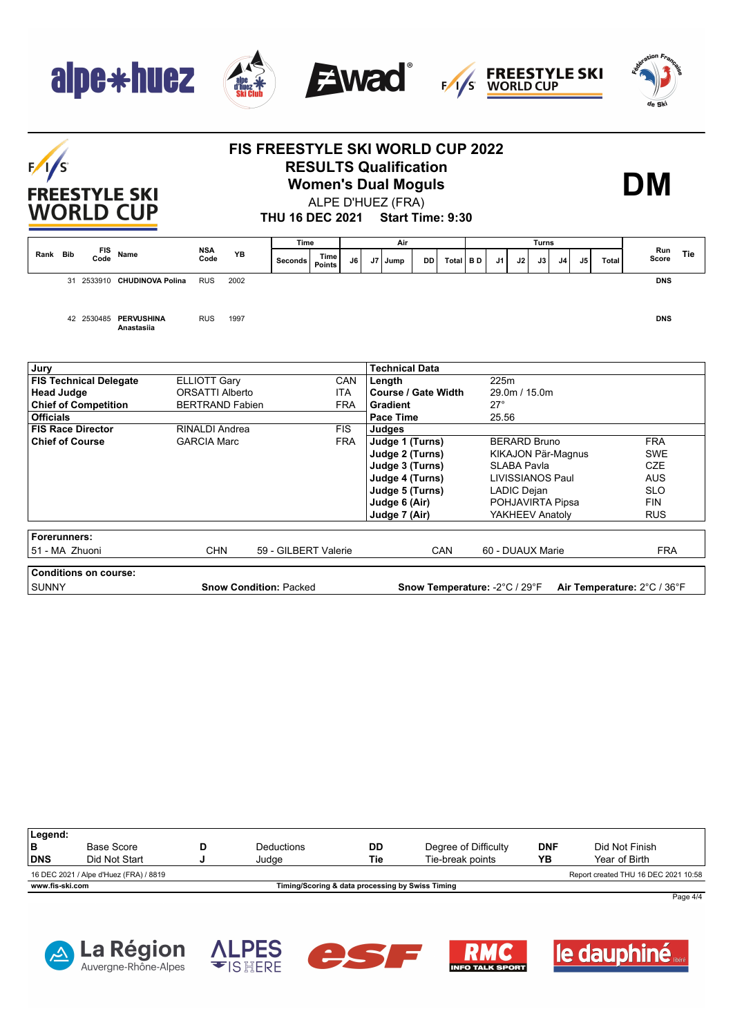# FIS FREESTYLE SKI WORLD CUP 2022

## RESULTS Qualification

## Women's Dual Moguls

**DM**

ALPE D'HUEZ (FRA)

**THU 16 DEC 2021 Start Time: 9:30**

| Rank | Bib | FIS Code | Name | NSA Code | YB | Time Seconds | Time Points | Air J6 | Air J7 | Air Jump | Air DD | Air Total | Turns B D | Turns J1 | Turns J2 | Turns J3 | Turns J4 | Turns J5 | Turns Total | Run Score | Tie |
|---|---|---|---|---|---|---|---|---|---|---|---|---|---|---|---|---|---|---|---|---|---|
| | 31 | 2533910 | CHUDINOVA Polina | RUS | 2002 | | | | | | | | | | | | | | | DNS | |
| | 42 | 2530485 | PERVUSHINA Anastasiia | RUS | 1997 | | | | | | | | | | | | | | | DNS | |

| Jury | | |
|---|---|---|
| **FIS Technical Delegate** | ELLIOTT Gary | CAN |
| **Head Judge** | ORSATTI Alberto | ITA |
| **Chief of Competition** | BERTRAND Fabien | FRA |
| **Officials** | | |
| **FIS Race Director** | RINALDI Andrea | FIS |
| **Chief of Course** | GARCIA Marc | FRA |

| Technical Data | | |
|---|---|---|
| **Length** | 225m | |
| **Course / Gate Width** | 29.0m / 15.0m | |
| **Gradient** | 27° | |
| **Pace Time** | 25.56 | |
| **Judges** | | |
| **Judge 1 (Turns)** | BERARD Bruno | FRA |
| **Judge 2 (Turns)** | KIKAJON Pär-Magnus | SWE |
| **Judge 3 (Turns)** | SLABA Pavla | CZE |
| **Judge 4 (Turns)** | LIVISSIANOS Paul | AUS |
| **Judge 5 (Turns)** | LADIC Dejan | SLO |
| **Judge 6 (Air)** | POHJAVIRTA Pipsa | FIN |
| **Judge 7 (Air)** | YAKHEEV Anatoly | RUS |

**Forerunners:**

51 - MA Zhuoni CHN | 59 - GILBERT Valerie CAN | 60 - DUAUX Marie FRA

**Conditions on course:**

SUNNY | **Snow Condition:** Packed | **Snow Temperature:** -2°C / 29°F | **Air Temperature:** 2°C / 36°F

| Legend: | | | | | | | |
|---|---|---|---|---|---|---|---|
| **B** | Base Score | **D** | Deductions | **DD** | Degree of Difficulty | **DNF** | Did Not Finish |
| **DNS** | Did Not Start | **J** | Judge | **Tie** | Tie-break points | **YB** | Year of Birth |

16 DEC 2021 / Alpe d'Huez (FRA) / 8819 — Report created THU 16 DEC 2021 10:58

www.fis-ski.com — Timing/Scoring & data processing by Swiss Timing